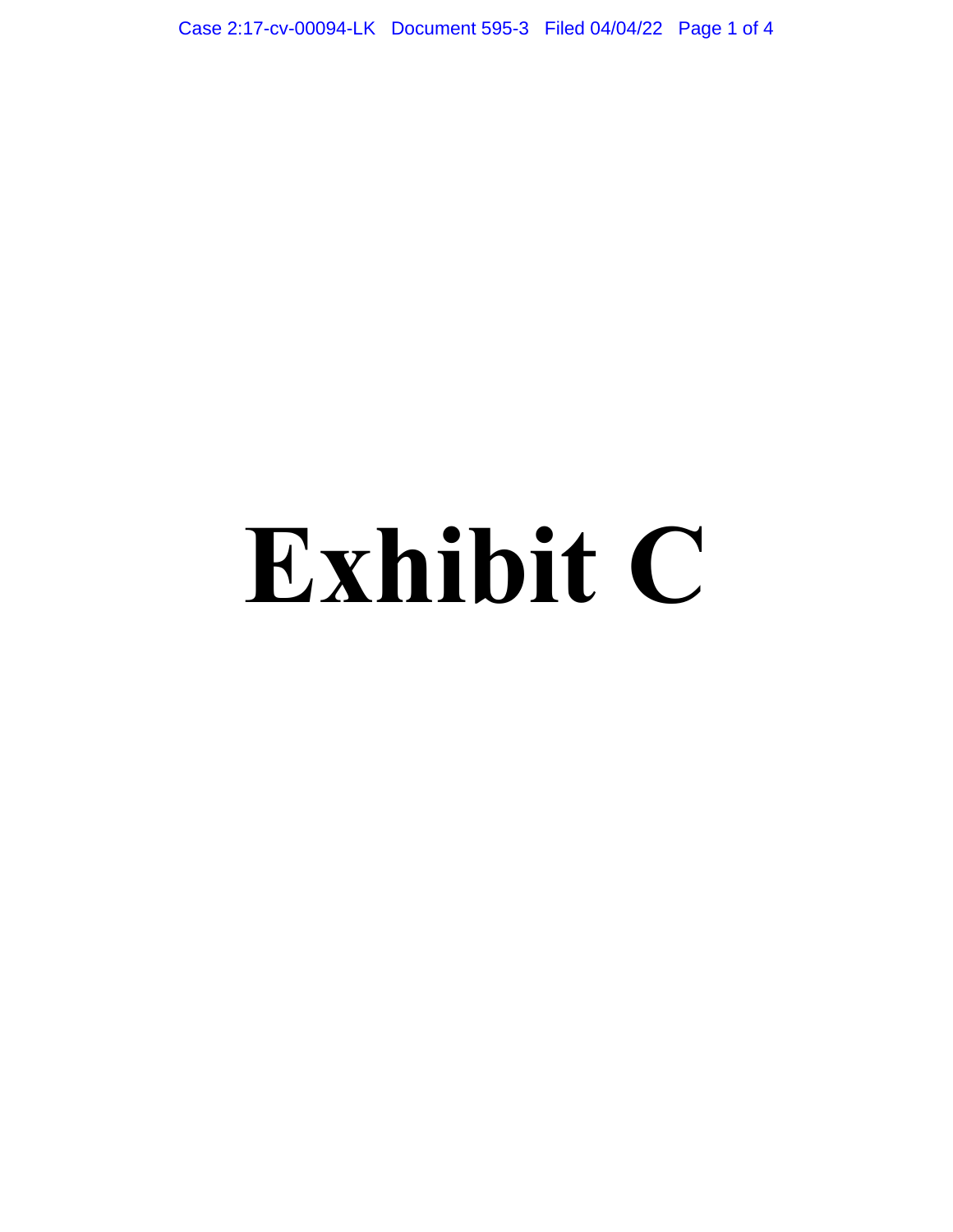# Exhibit C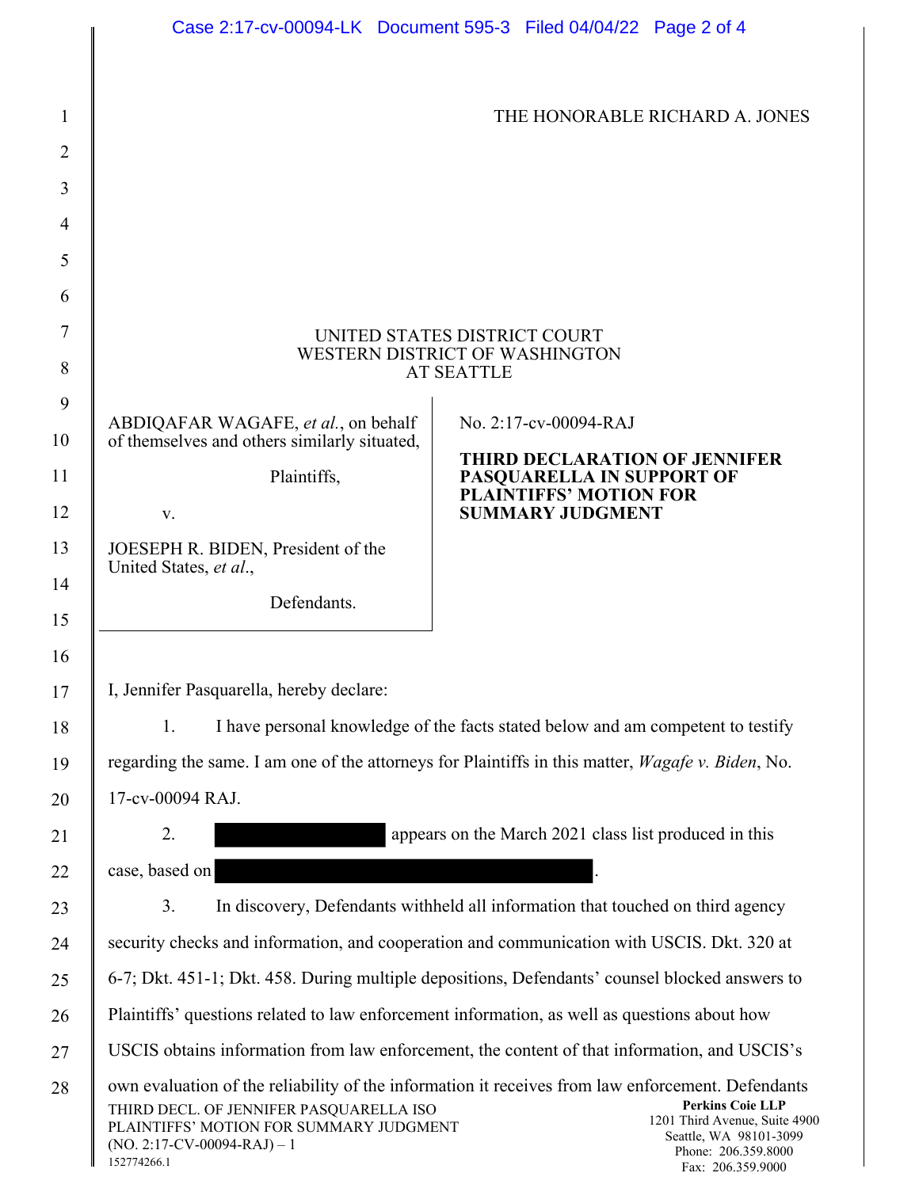THE HONORABLE RICHARD A. JONES

UNITED STATES DISTRICT COURT
WESTERN DISTRICT OF WASHINGTON
AT SEATTLE

ABDIQAFAR WAGAFE, *et al.*, on behalf of themselves and others similarly situated,

Plaintiffs,

v.

JOESEPH R. BIDEN, President of the United States, *et al.*,

Defendants.

No. 2:17-cv-00094-RAJ

**THIRD DECLARATION OF JENNIFER PASQUARELLA IN SUPPORT OF PLAINTIFFS' MOTION FOR SUMMARY JUDGMENT**

I, Jennifer Pasquarella, hereby declare:

1. I have personal knowledge of the facts stated below and am competent to testify regarding the same. I am one of the attorneys for Plaintiffs in this matter, *Wagafe v. Biden*, No. 17-cv-00094 RAJ.

2. [REDACTED] appears on the March 2021 class list produced in this case, based on [REDACTED].

3. In discovery, Defendants withheld all information that touched on third agency security checks and information, and cooperation and communication with USCIS. Dkt. 320 at 6-7; Dkt. 451-1; Dkt. 458. During multiple depositions, Defendants' counsel blocked answers to Plaintiffs' questions related to law enforcement information, as well as questions about how USCIS obtains information from law enforcement, the content of that information, and USCIS's own evaluation of the reliability of the information it receives from law enforcement. Defendants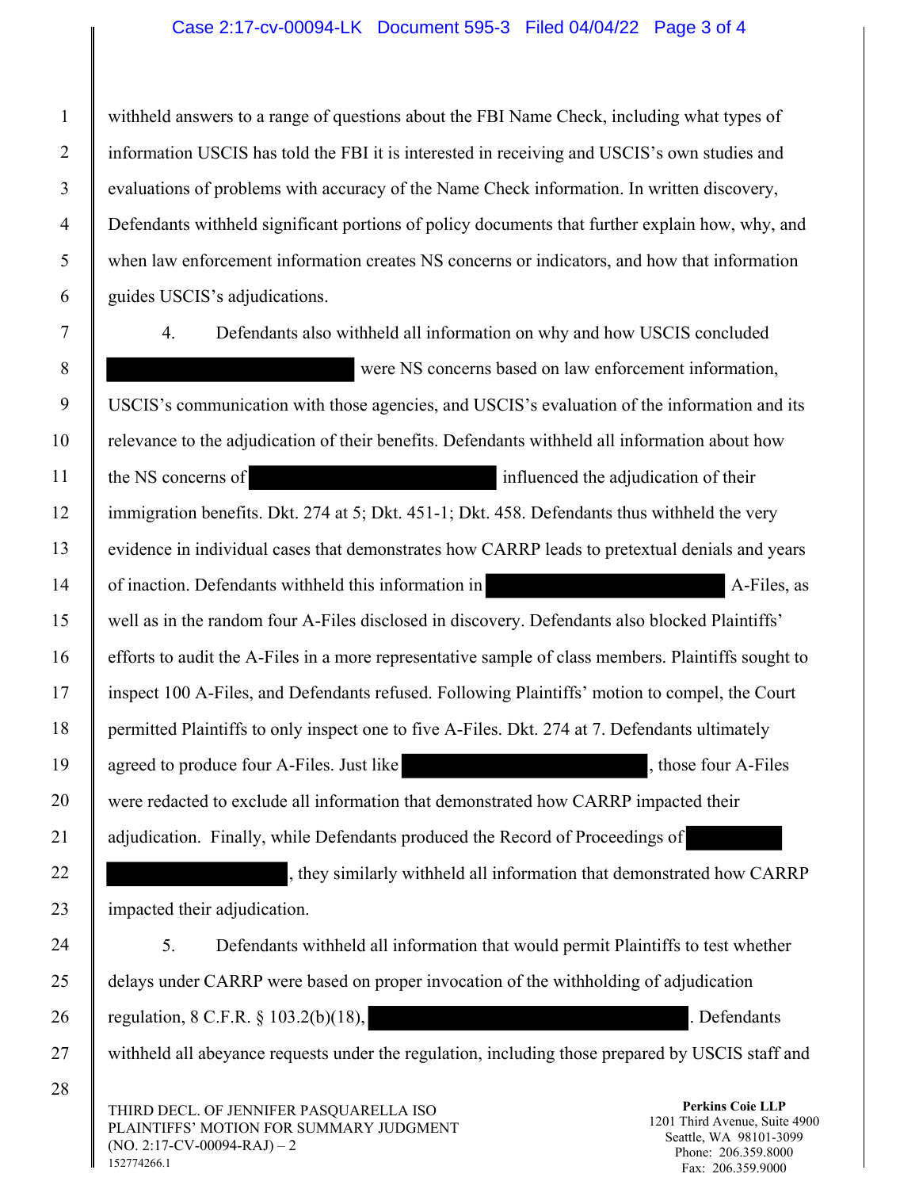withheld answers to a range of questions about the FBI Name Check, including what types of information USCIS has told the FBI it is interested in receiving and USCIS's own studies and evaluations of problems with accuracy of the Name Check information. In written discovery, Defendants withheld significant portions of policy documents that further explain how, why, and when law enforcement information creates NS concerns or indicators, and how that information guides USCIS's adjudications.

4. Defendants also withheld all information on why and how USCIS concluded ██████████████ were NS concerns based on law enforcement information, USCIS's communication with those agencies, and USCIS's evaluation of the information and its relevance to the adjudication of their benefits. Defendants withheld all information about how the NS concerns of ██████████████ influenced the adjudication of their immigration benefits. Dkt. 274 at 5; Dkt. 451-1; Dkt. 458. Defendants thus withheld the very evidence in individual cases that demonstrates how CARRP leads to pretextual denials and years of inaction. Defendants withheld this information in ██████████████ A-Files, as well as in the random four A-Files disclosed in discovery. Defendants also blocked Plaintiffs' efforts to audit the A-Files in a more representative sample of class members. Plaintiffs sought to inspect 100 A-Files, and Defendants refused. Following Plaintiffs' motion to compel, the Court permitted Plaintiffs to only inspect one to five A-Files. Dkt. 274 at 7. Defendants ultimately agreed to produce four A-Files. Just like ██████████████, those four A-Files were redacted to exclude all information that demonstrated how CARRP impacted their adjudication. Finally, while Defendants produced the Record of Proceedings of ██████ ██████████, they similarly withheld all information that demonstrated how CARRP impacted their adjudication.

5. Defendants withheld all information that would permit Plaintiffs to test whether delays under CARRP were based on proper invocation of the withholding of adjudication regulation, 8 C.F.R. § 103.2(b)(18), ██████████████████. Defendants withheld all abeyance requests under the regulation, including those prepared by USCIS staff and

THIRD DECL. OF JENNIFER PASQUARELLA ISO PLAINTIFFS' MOTION FOR SUMMARY JUDGMENT (NO. 2:17-CV-00094-RAJ) – 2
152774266.1

**Perkins Coie LLP**
1201 Third Avenue, Suite 4900
Seattle, WA 98101-3099
Phone: 206.359.8000
Fax: 206.359.9000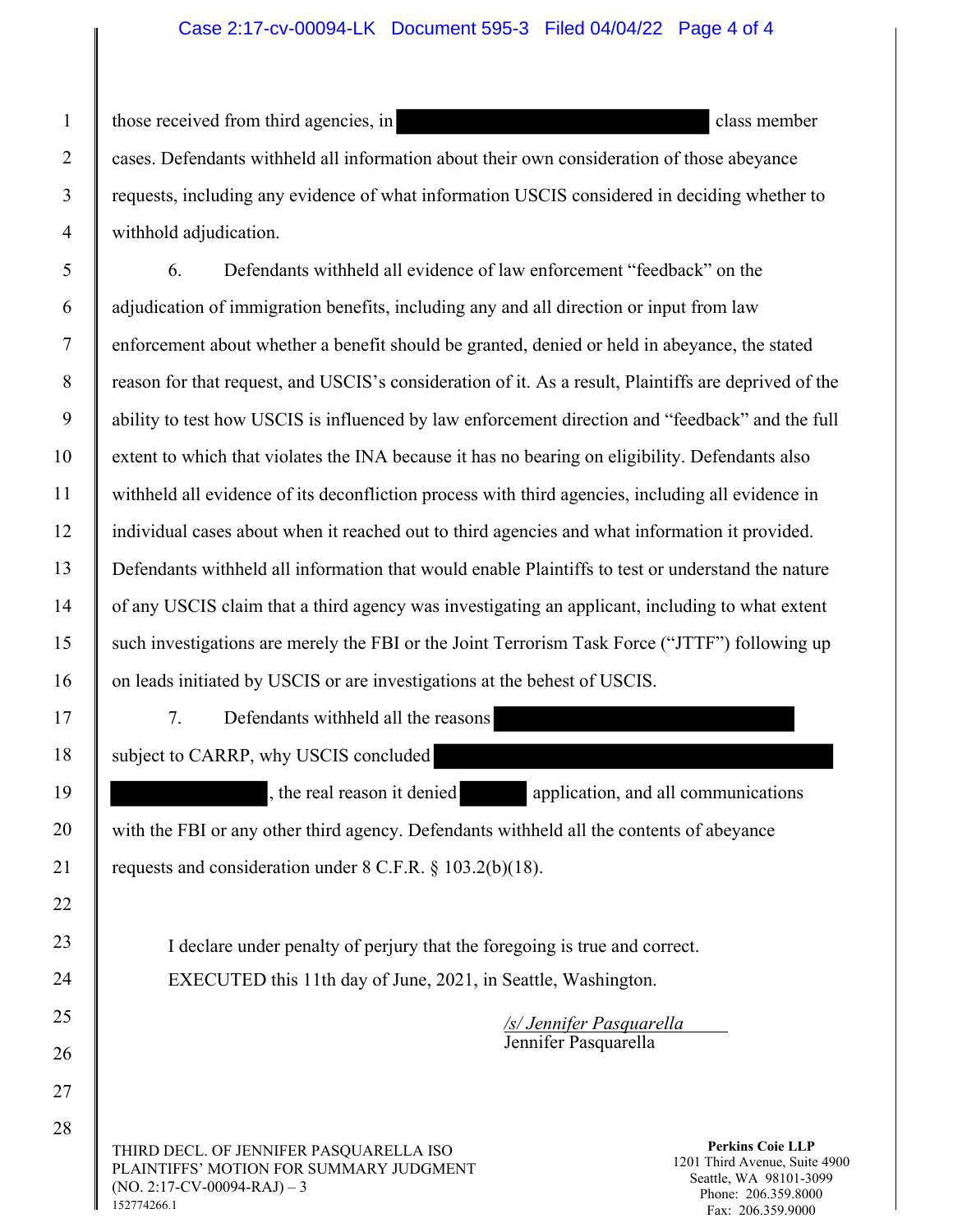those received from third agencies, in [REDACTED] class member cases. Defendants withheld all information about their own consideration of those abeyance requests, including any evidence of what information USCIS considered in deciding whether to withhold adjudication.

6. Defendants withheld all evidence of law enforcement "feedback" on the adjudication of immigration benefits, including any and all direction or input from law enforcement about whether a benefit should be granted, denied or held in abeyance, the stated reason for that request, and USCIS's consideration of it. As a result, Plaintiffs are deprived of the ability to test how USCIS is influenced by law enforcement direction and "feedback" and the full extent to which that violates the INA because it has no bearing on eligibility. Defendants also withheld all evidence of its deconfliction process with third agencies, including all evidence in individual cases about when it reached out to third agencies and what information it provided. Defendants withheld all information that would enable Plaintiffs to test or understand the nature of any USCIS claim that a third agency was investigating an applicant, including to what extent such investigations are merely the FBI or the Joint Terrorism Task Force ("JTTF") following up on leads initiated by USCIS or are investigations at the behest of USCIS.

7. Defendants withheld all the reasons [REDACTED] subject to CARRP, why USCIS concluded [REDACTED] [REDACTED], the real reason it denied [REDACTED] application, and all communications with the FBI or any other third agency. Defendants withheld all the contents of abeyance requests and consideration under 8 C.F.R. § 103.2(b)(18).

I declare under penalty of perjury that the foregoing is true and correct.

EXECUTED this 11th day of June, 2021, in Seattle, Washington.

*/s/ Jennifer Pasquarella*
Jennifer Pasquarella

THIRD DECL. OF JENNIFER PASQUARELLA ISO PLAINTIFFS' MOTION FOR SUMMARY JUDGMENT (NO. 2:17-CV-00094-RAJ) – 3
152774266.1

**Perkins Coie LLP**
1201 Third Avenue, Suite 4900
Seattle, WA 98101-3099
Phone: 206.359.8000
Fax: 206.359.9000